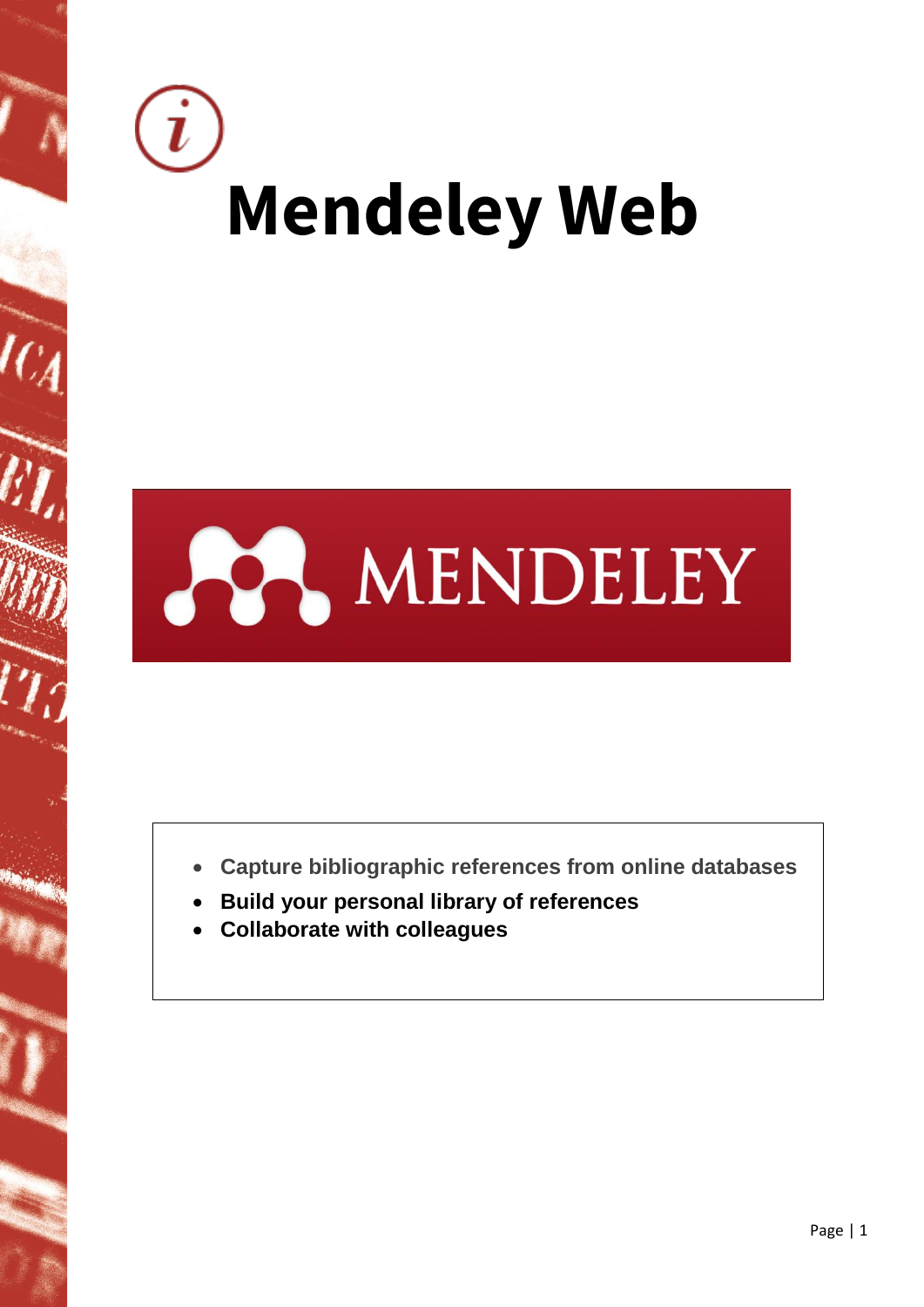# Mendeley Web

MENDELEY

- **Capture bibliographic references from online databases**
- **Build your personal library of references**
- **Collaborate with colleagues**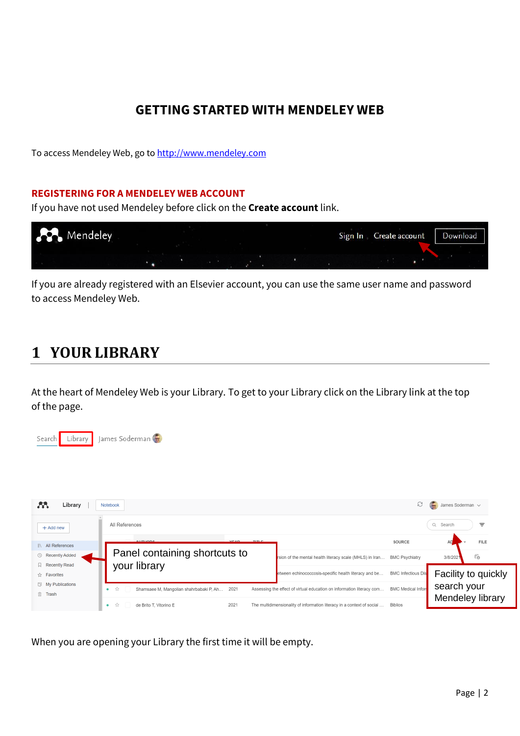# GETTING STARTED WITH MENDELEY WEB

To access Mendeley Web, go to [http://www.mendeley.com](http://www.mendeley.com)

## REGISTERING FOR A MENDELEY WEB ACCOUNT

If you have not used Mendeley before click on the **Create account** link.

If you are already registered with an Elsevier account, you can use the same user name and password to access Mendeley Web.

# 1 YOUR LIBRARY

At the heart of Mendeley Web is your Library. To get to your Library click on the Library link at the top of the page.

Panel containing shortcuts to your library

Facility to quickly search your Mendeley library

When you are opening your Library the first time it will be empty.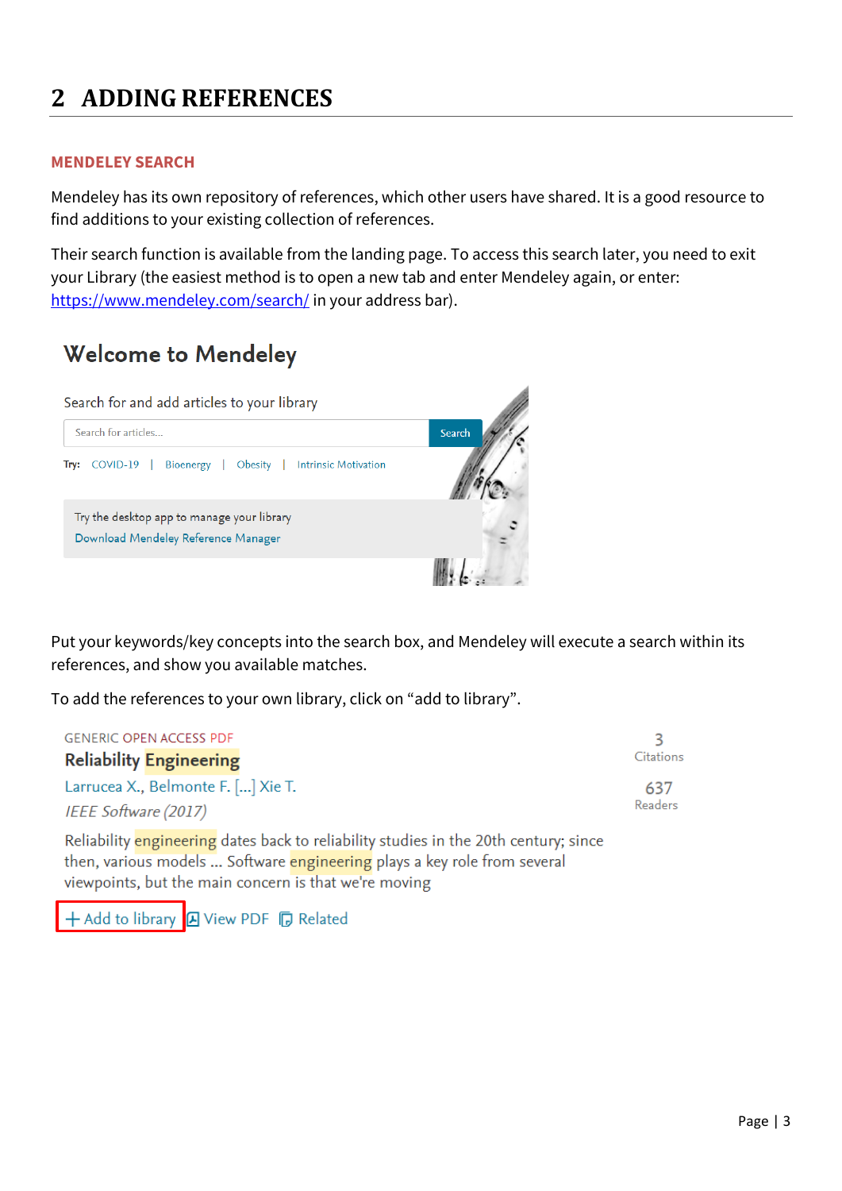# 2 ADDING REFERENCES

### MENDELEY SEARCH

Mendeley has its own repository of references, which other users have shared. It is a good resource to find additions to your existing collection of references.

Their search function is available from the landing page. To access this search later, you need to exit your Library (the easiest method is to open a new tab and enter Mendeley again, or enter: https://www.mendeley.com/search/ in your address bar).

Welcome to Mendeley

Search for and add articles to your library

Search for articles... | Search

Try: COVID-19 | Bioenergy | Obesity | Intrinsic Motivation

Try the desktop app to manage your library
Download Mendeley Reference Manager

Put your keywords/key concepts into the search box, and Mendeley will execute a search within its references, and show you available matches.

To add the references to your own library, click on "add to library".

GENERIC OPEN ACCESS PDF
**Reliability Engineering**
Larrucea X., Belmonte F. [...] Xie T.
*IEEE Software (2017)*

3 Citations
637 Readers

Reliability engineering dates back to reliability studies in the 20th century; since then, various models ... Software engineering plays a key role from several viewpoints, but the main concern is that we're moving

+ Add to library | View PDF | Related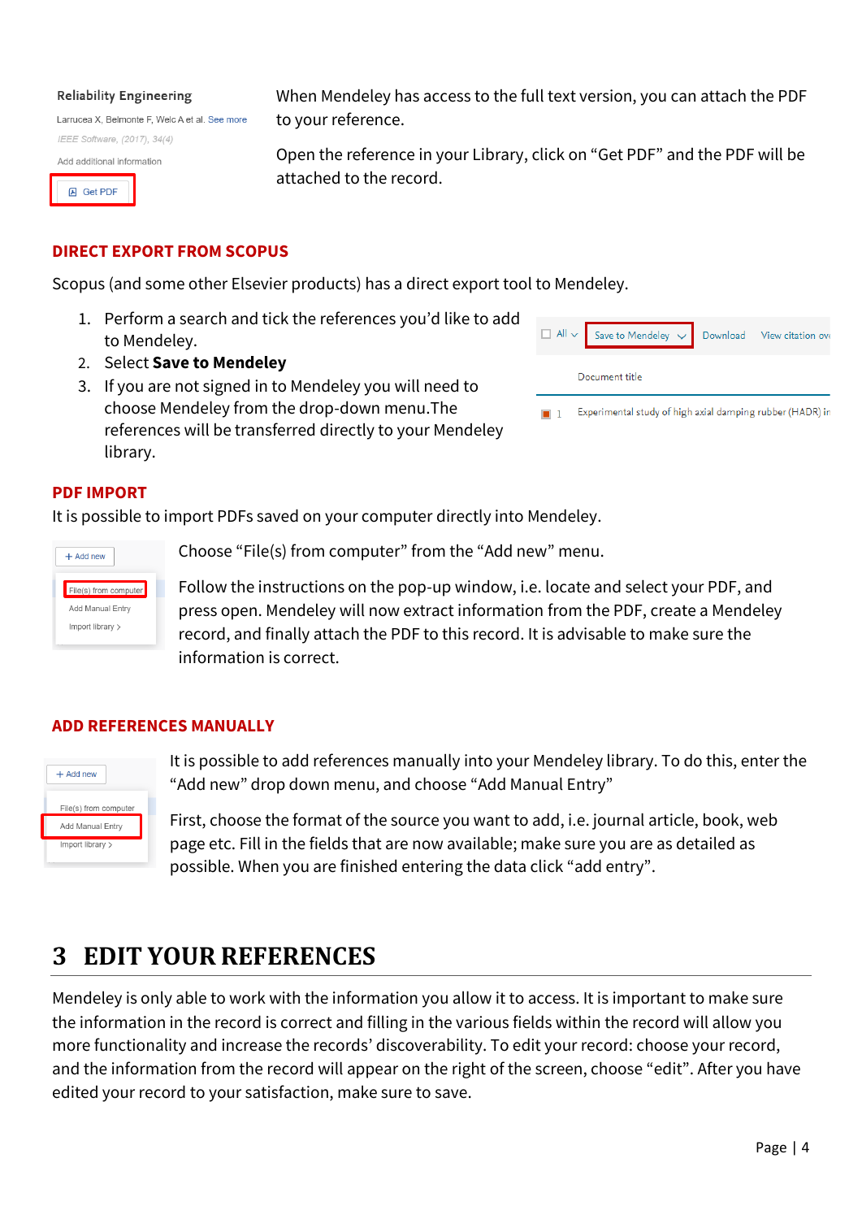When Mendeley has access to the full text version, you can attach the PDF to your reference.

Open the reference in your Library, click on "Get PDF" and the PDF will be attached to the record.

## DIRECT EXPORT FROM SCOPUS

Scopus (and some other Elsevier products) has a direct export tool to Mendeley.

1. Perform a search and tick the references you'd like to add to Mendeley.
2. Select **Save to Mendeley**
3. If you are not signed in to Mendeley you will need to choose Mendeley from the drop-down menu.The references will be transferred directly to your Mendeley library.

## PDF IMPORT

It is possible to import PDFs saved on your computer directly into Mendeley.

Choose "File(s) from computer" from the "Add new" menu.

Follow the instructions on the pop-up window, i.e. locate and select your PDF, and press open. Mendeley will now extract information from the PDF, create a Mendeley record, and finally attach the PDF to this record. It is advisable to make sure the information is correct.

## ADD REFERENCES MANUALLY

It is possible to add references manually into your Mendeley library. To do this, enter the "Add new" drop down menu, and choose "Add Manual Entry"

First, choose the format of the source you want to add, i.e. journal article, book, web page etc. Fill in the fields that are now available; make sure you are as detailed as possible. When you are finished entering the data click "add entry".

# 3 EDIT YOUR REFERENCES

Mendeley is only able to work with the information you allow it to access. It is important to make sure the information in the record is correct and filling in the various fields within the record will allow you more functionality and increase the records' discoverability. To edit your record: choose your record, and the information from the record will appear on the right of the screen, choose "edit". After you have edited your record to your satisfaction, make sure to save.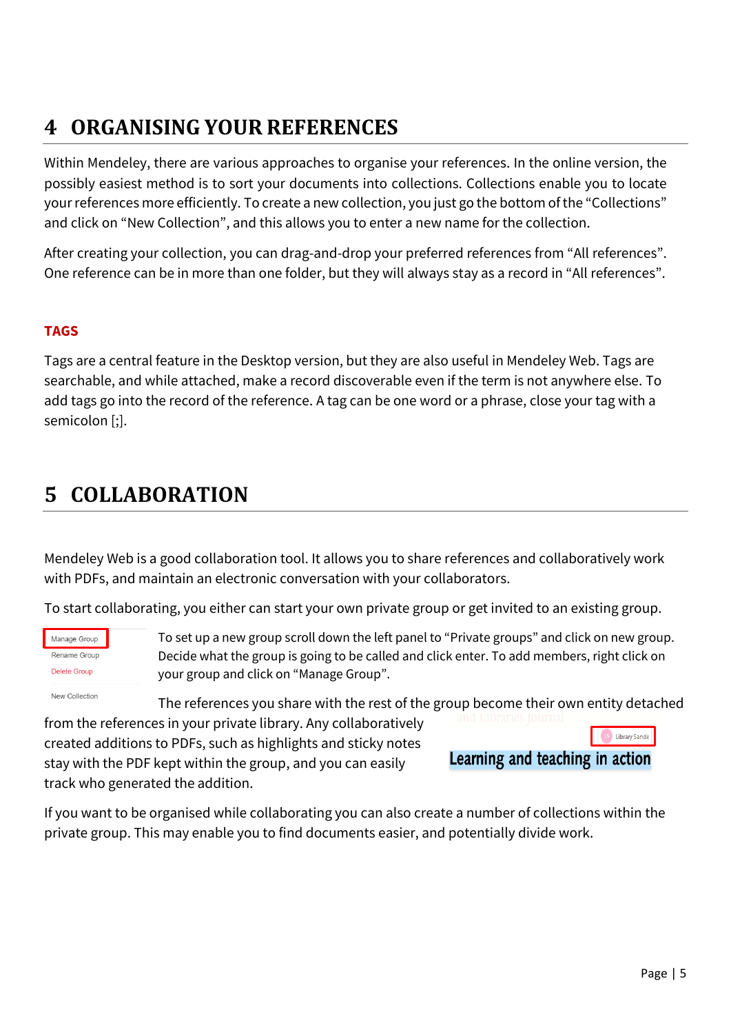# 4 ORGANISING YOUR REFERENCES

Within Mendeley, there are various approaches to organise your references. In the online version, the possibly easiest method is to sort your documents into collections. Collections enable you to locate your references more efficiently. To create a new collection, you just go the bottom of the "Collections" and click on "New Collection", and this allows you to enter a new name for the collection.

After creating your collection, you can drag-and-drop your preferred references from "All references". One reference can be in more than one folder, but they will always stay as a record in "All references".

### TAGS

Tags are a central feature in the Desktop version, but they are also useful in Mendeley Web. Tags are searchable, and while attached, make a record discoverable even if the term is not anywhere else. To add tags go into the record of the reference. A tag can be one word or a phrase, close your tag with a semicolon [;].

# 5 COLLABORATION

Mendeley Web is a good collaboration tool. It allows you to share references and collaboratively work with PDFs, and maintain an electronic conversation with your collaborators.

To start collaborating, you either can start your own private group or get invited to an existing group.

To set up a new group scroll down the left panel to "Private groups" and click on new group. Decide what the group is going to be called and click enter. To add members, right click on your group and click on "Manage Group".

The references you share with the rest of the group become their own entity detached from the references in your private library. Any collaboratively created additions to PDFs, such as highlights and sticky notes stay with the PDF kept within the group, and you can easily track who generated the addition.

If you want to be organised while collaborating you can also create a number of collections within the private group. This may enable you to find documents easier, and potentially divide work.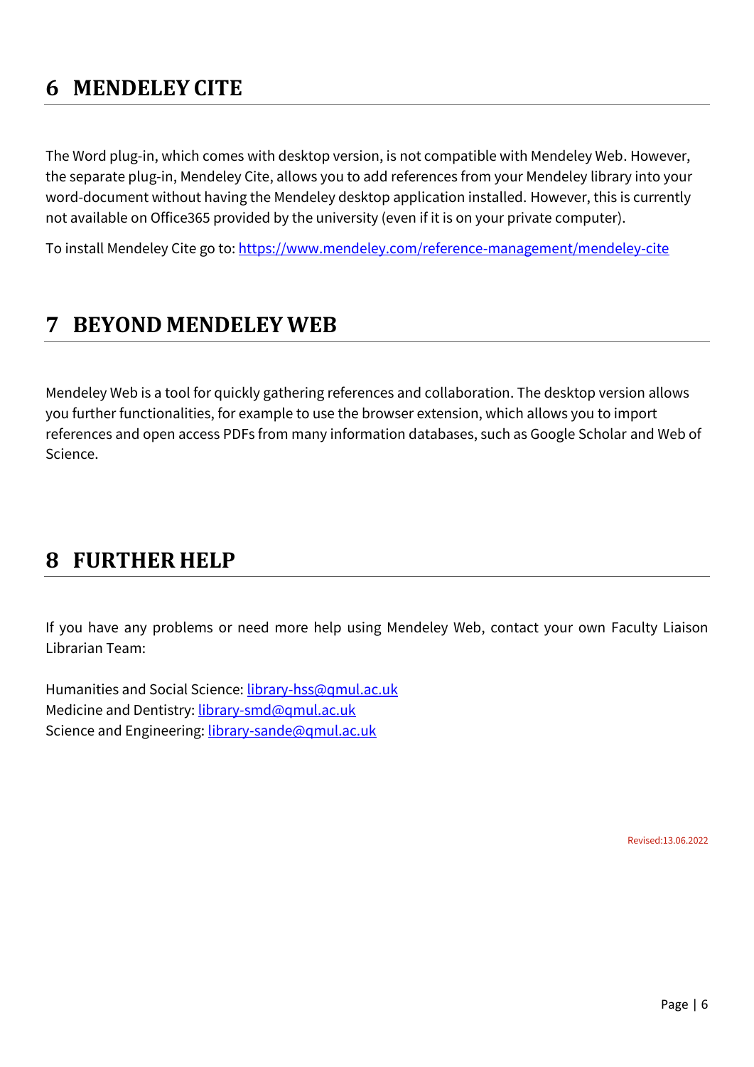# 6 MENDELEY CITE

The Word plug-in, which comes with desktop version, is not compatible with Mendeley Web. However, the separate plug-in, Mendeley Cite, allows you to add references from your Mendeley library into your word-document without having the Mendeley desktop application installed. However, this is currently not available on Office365 provided by the university (even if it is on your private computer).

To install Mendeley Cite go to: [https://www.mendeley.com/reference-management/mendeley-cite](https://www.mendeley.com/reference-management/mendeley-cite)

# 7 BEYOND MENDELEY WEB

Mendeley Web is a tool for quickly gathering references and collaboration. The desktop version allows you further functionalities, for example to use the browser extension, which allows you to import references and open access PDFs from many information databases, such as Google Scholar and Web of Science.

# 8 FURTHER HELP

If you have any problems or need more help using Mendeley Web, contact your own Faculty Liaison Librarian Team:

Humanities and Social Science: [library-hss@qmul.ac.uk](mailto:library-hss@qmul.ac.uk)
Medicine and Dentistry: [library-smd@qmul.ac.uk](mailto:library-smd@qmul.ac.uk)
Science and Engineering: [library-sande@qmul.ac.uk](mailto:library-sande@qmul.ac.uk)

Revised:13.06.2022